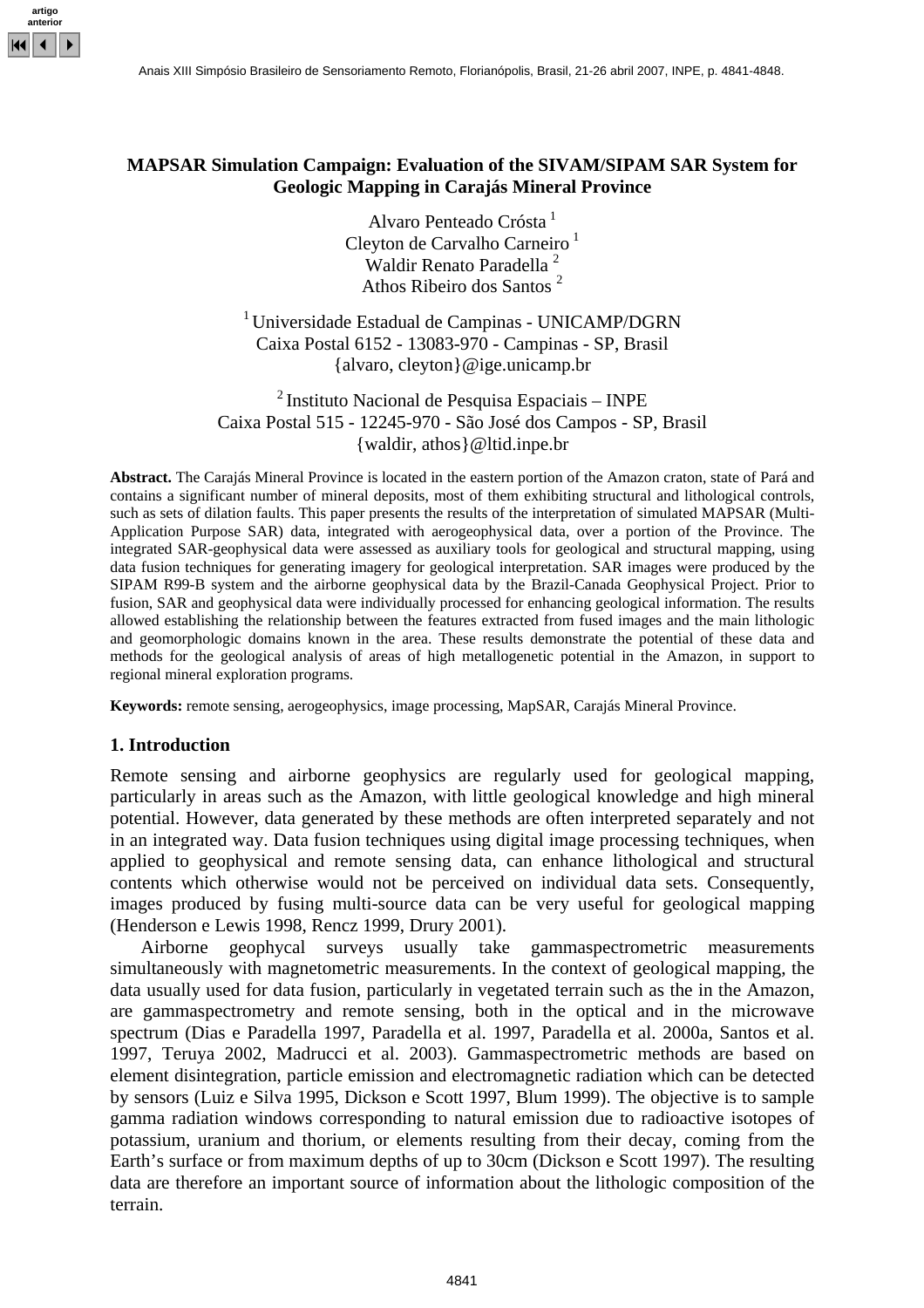# MAPSAR Simulation Campaign: Evaluation of the SIVAM/SIPAM SAR System for Geologic Mapping in Carajás Mineral Province

Alvaro Penteado Crósta [1]
Cleyton de Carvalho Carneiro [1]
Waldir Renato Paradella [2]
Athos Ribeiro dos Santos [2]

[1] Universidade Estadual de Campinas - UNICAMP/DGRN
Caixa Postal 6152 - 13083-970 - Campinas - SP, Brasil
{alvaro, cleyton}@ige.unicamp.br

[2] Instituto Nacional de Pesquisa Espaciais – INPE
Caixa Postal 515 - 12245-970 - São José dos Campos - SP, Brasil
{waldir, athos}@ltid.inpe.br

**Abstract.** The Carajás Mineral Province is located in the eastern portion of the Amazon craton, state of Pará and contains a significant number of mineral deposits, most of them exhibiting structural and lithological controls, such as sets of dilation faults. This paper presents the results of the interpretation of simulated MAPSAR (Multi-Application Purpose SAR) data, integrated with aerogeophysical data, over a portion of the Province. The integrated SAR-geophysical data were assessed as auxiliary tools for geological and structural mapping, using data fusion techniques for generating imagery for geological interpretation. SAR images were produced by the SIPAM R99-B system and the airborne geophysical data by the Brazil-Canada Geophysical Project. Prior to fusion, SAR and geophysical data were individually processed for enhancing geological information. The results allowed establishing the relationship between the features extracted from fused images and the main lithologic and geomorphologic domains known in the area. These results demonstrate the potential of these data and methods for the geological analysis of areas of high metallogenetic potential in the Amazon, in support to regional mineral exploration programs.

**Keywords:** remote sensing, aerogeophysics, image processing, MapSAR, Carajás Mineral Province.

## 1. Introduction

Remote sensing and airborne geophysics are regularly used for geological mapping, particularly in areas such as the Amazon, with little geological knowledge and high mineral potential. However, data generated by these methods are often interpreted separately and not in an integrated way. Data fusion techniques using digital image processing techniques, when applied to geophysical and remote sensing data, can enhance lithological and structural contents which otherwise would not be perceived on individual data sets. Consequently, images produced by fusing multi-source data can be very useful for geological mapping (Henderson e Lewis 1998, Rencz 1999, Drury 2001).

Airborne geophycal surveys usually take gammaspectrometric measurements simultaneously with magnetometric measurements. In the context of geological mapping, the data usually used for data fusion, particularly in vegetated terrain such as the in the Amazon, are gammaspectrometry and remote sensing, both in the optical and in the microwave spectrum (Dias e Paradella 1997, Paradella et al. 1997, Paradella et al. 2000a, Santos et al. 1997, Teruya 2002, Madrucci et al. 2003). Gammaspectrometric methods are based on element disintegration, particle emission and electromagnetic radiation which can be detected by sensors (Luiz e Silva 1995, Dickson e Scott 1997, Blum 1999). The objective is to sample gamma radiation windows corresponding to natural emission due to radioactive isotopes of potassium, uranium and thorium, or elements resulting from their decay, coming from the Earth's surface or from maximum depths of up to 30cm (Dickson e Scott 1997). The resulting data are therefore an important source of information about the lithologic composition of the terrain.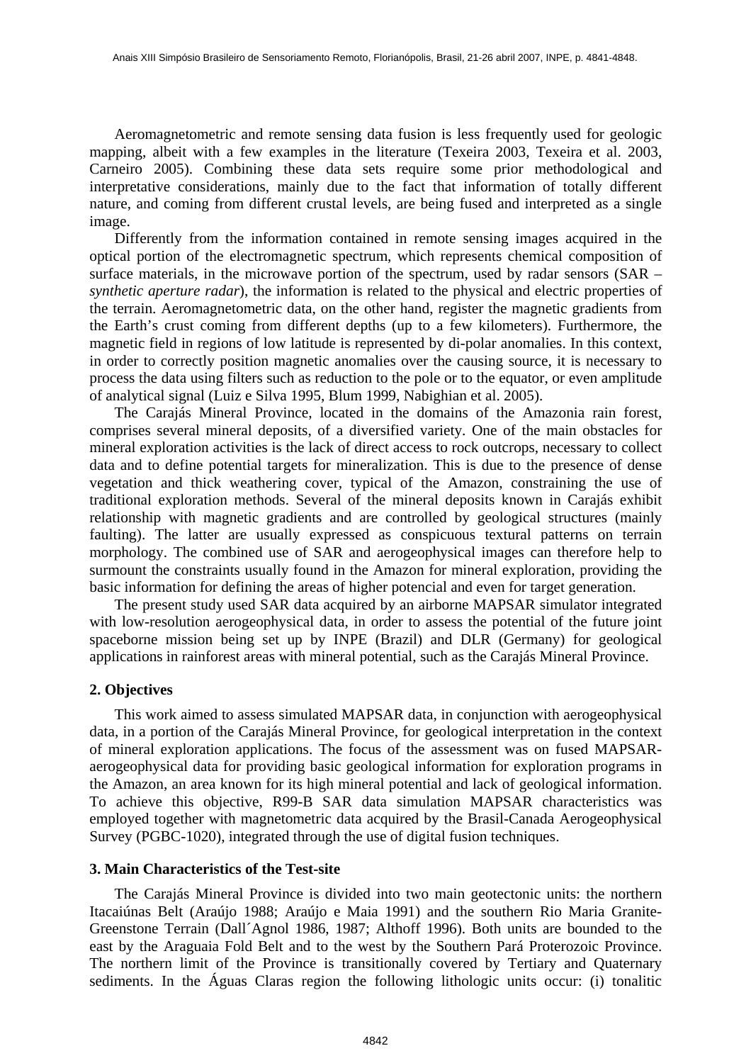Aeromagnetometric and remote sensing data fusion is less frequently used for geologic mapping, albeit with a few examples in the literature (Texeira 2003, Texeira et al. 2003, Carneiro 2005). Combining these data sets require some prior methodological and interpretative considerations, mainly due to the fact that information of totally different nature, and coming from different crustal levels, are being fused and interpreted as a single image.

Differently from the information contained in remote sensing images acquired in the optical portion of the electromagnetic spectrum, which represents chemical composition of surface materials, in the microwave portion of the spectrum, used by radar sensors (SAR – *synthetic aperture radar*), the information is related to the physical and electric properties of the terrain. Aeromagnetometric data, on the other hand, register the magnetic gradients from the Earth's crust coming from different depths (up to a few kilometers). Furthermore, the magnetic field in regions of low latitude is represented by di-polar anomalies. In this context, in order to correctly position magnetic anomalies over the causing source, it is necessary to process the data using filters such as reduction to the pole or to the equator, or even amplitude of analytical signal (Luiz e Silva 1995, Blum 1999, Nabighian et al. 2005).

The Carajás Mineral Province, located in the domains of the Amazonia rain forest, comprises several mineral deposits, of a diversified variety. One of the main obstacles for mineral exploration activities is the lack of direct access to rock outcrops, necessary to collect data and to define potential targets for mineralization. This is due to the presence of dense vegetation and thick weathering cover, typical of the Amazon, constraining the use of traditional exploration methods. Several of the mineral deposits known in Carajás exhibit relationship with magnetic gradients and are controlled by geological structures (mainly faulting). The latter are usually expressed as conspicuous textural patterns on terrain morphology. The combined use of SAR and aerogeophysical images can therefore help to surmount the constraints usually found in the Amazon for mineral exploration, providing the basic information for defining the areas of higher potencial and even for target generation.

The present study used SAR data acquired by an airborne MAPSAR simulator integrated with low-resolution aerogeophysical data, in order to assess the potential of the future joint spaceborne mission being set up by INPE (Brazil) and DLR (Germany) for geological applications in rainforest areas with mineral potential, such as the Carajás Mineral Province.

## 2. Objectives

This work aimed to assess simulated MAPSAR data, in conjunction with aerogeophysical data, in a portion of the Carajás Mineral Province, for geological interpretation in the context of mineral exploration applications. The focus of the assessment was on fused MAPSAR-aerogeophysical data for providing basic geological information for exploration programs in the Amazon, an area known for its high mineral potential and lack of geological information. To achieve this objective, R99-B SAR data simulation MAPSAR characteristics was employed together with magnetometric data acquired by the Brasil-Canada Aerogeophysical Survey (PGBC-1020), integrated through the use of digital fusion techniques.

## 3. Main Characteristics of the Test-site

The Carajás Mineral Province is divided into two main geotectonic units: the northern Itacaiúnas Belt (Araújo 1988; Araújo e Maia 1991) and the southern Rio Maria Granite-Greenstone Terrain (Dall´Agnol 1986, 1987; Althoff 1996). Both units are bounded to the east by the Araguaia Fold Belt and to the west by the Southern Pará Proterozoic Province. The northern limit of the Province is transitionally covered by Tertiary and Quaternary sediments. In the Águas Claras region the following lithologic units occur: (i) tonalitic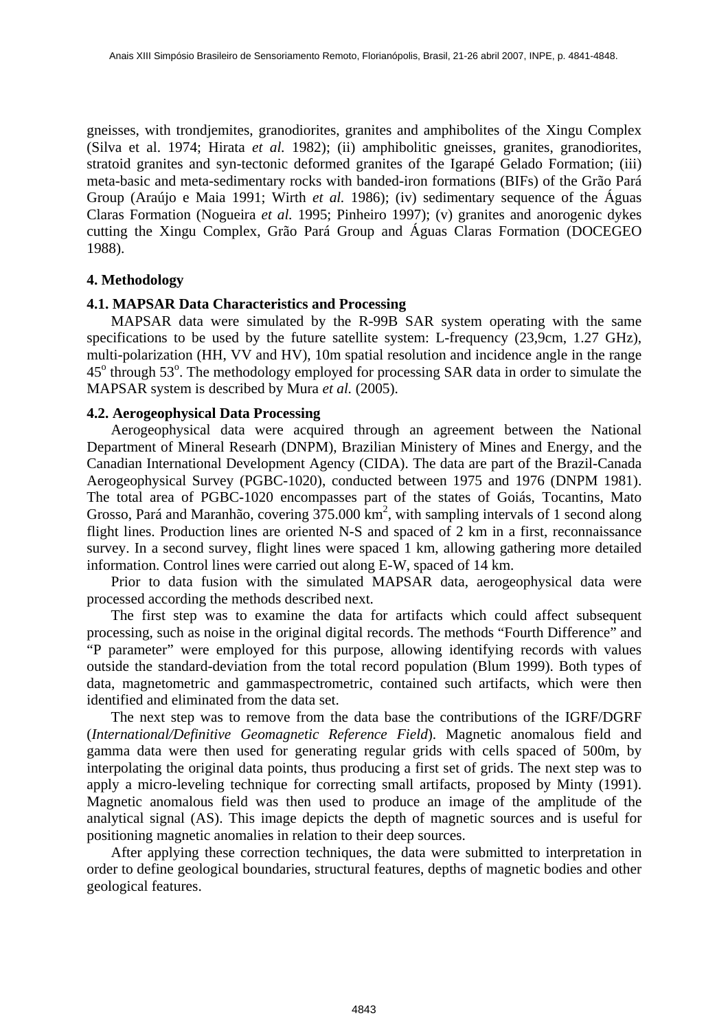gneisses, with trondjemites, granodiorites, granites and amphibolites of the Xingu Complex (Silva et al. 1974; Hirata *et al.* 1982); (ii) amphibolitic gneisses, granites, granodiorites, stratoid granites and syn-tectonic deformed granites of the Igarapé Gelado Formation; (iii) meta-basic and meta-sedimentary rocks with banded-iron formations (BIFs) of the Grão Pará Group (Araújo e Maia 1991; Wirth *et al.* 1986); (iv) sedimentary sequence of the Águas Claras Formation (Nogueira *et al.* 1995; Pinheiro 1997); (v) granites and anorogenic dykes cutting the Xingu Complex, Grão Pará Group and Águas Claras Formation (DOCEGEO 1988).

## 4. Methodology

### 4.1. MAPSAR Data Characteristics and Processing

MAPSAR data were simulated by the R-99B SAR system operating with the same specifications to be used by the future satellite system: L-frequency (23,9cm, 1.27 GHz), multi-polarization (HH, VV and HV), 10m spatial resolution and incidence angle in the range $45^{o}$ through $53^{o}$. The methodology employed for processing SAR data in order to simulate the MAPSAR system is described by Mura *et al.* (2005).

### 4.2. Aerogeophysical Data Processing

Aerogeophysical data were acquired through an agreement between the National Department of Mineral Researh (DNPM), Brazilian Ministery of Mines and Energy, and the Canadian International Development Agency (CIDA). The data are part of the Brazil-Canada Aerogeophysical Survey (PGBC-1020), conducted between 1975 and 1976 (DNPM 1981). The total area of PGBC-1020 encompasses part of the states of Goiás, Tocantins, Mato Grosso, Pará and Maranhão, covering 375.000 $km^2$, with sampling intervals of 1 second along flight lines. Production lines are oriented N-S and spaced of 2 km in a first, reconnaissance survey. In a second survey, flight lines were spaced 1 km, allowing gathering more detailed information. Control lines were carried out along E-W, spaced of 14 km.

Prior to data fusion with the simulated MAPSAR data, aerogeophysical data were processed according the methods described next.

The first step was to examine the data for artifacts which could affect subsequent processing, such as noise in the original digital records. The methods "Fourth Difference" and "P parameter" were employed for this purpose, allowing identifying records with values outside the standard-deviation from the total record population (Blum 1999). Both types of data, magnetometric and gammaspectrometric, contained such artifacts, which were then identified and eliminated from the data set.

The next step was to remove from the data base the contributions of the IGRF/DGRF (*International/Definitive Geomagnetic Reference Field*). Magnetic anomalous field and gamma data were then used for generating regular grids with cells spaced of 500m, by interpolating the original data points, thus producing a first set of grids. The next step was to apply a micro-leveling technique for correcting small artifacts, proposed by Minty (1991). Magnetic anomalous field was then used to produce an image of the amplitude of the analytical signal (AS). This image depicts the depth of magnetic sources and is useful for positioning magnetic anomalies in relation to their deep sources.

After applying these correction techniques, the data were submitted to interpretation in order to define geological boundaries, structural features, depths of magnetic bodies and other geological features.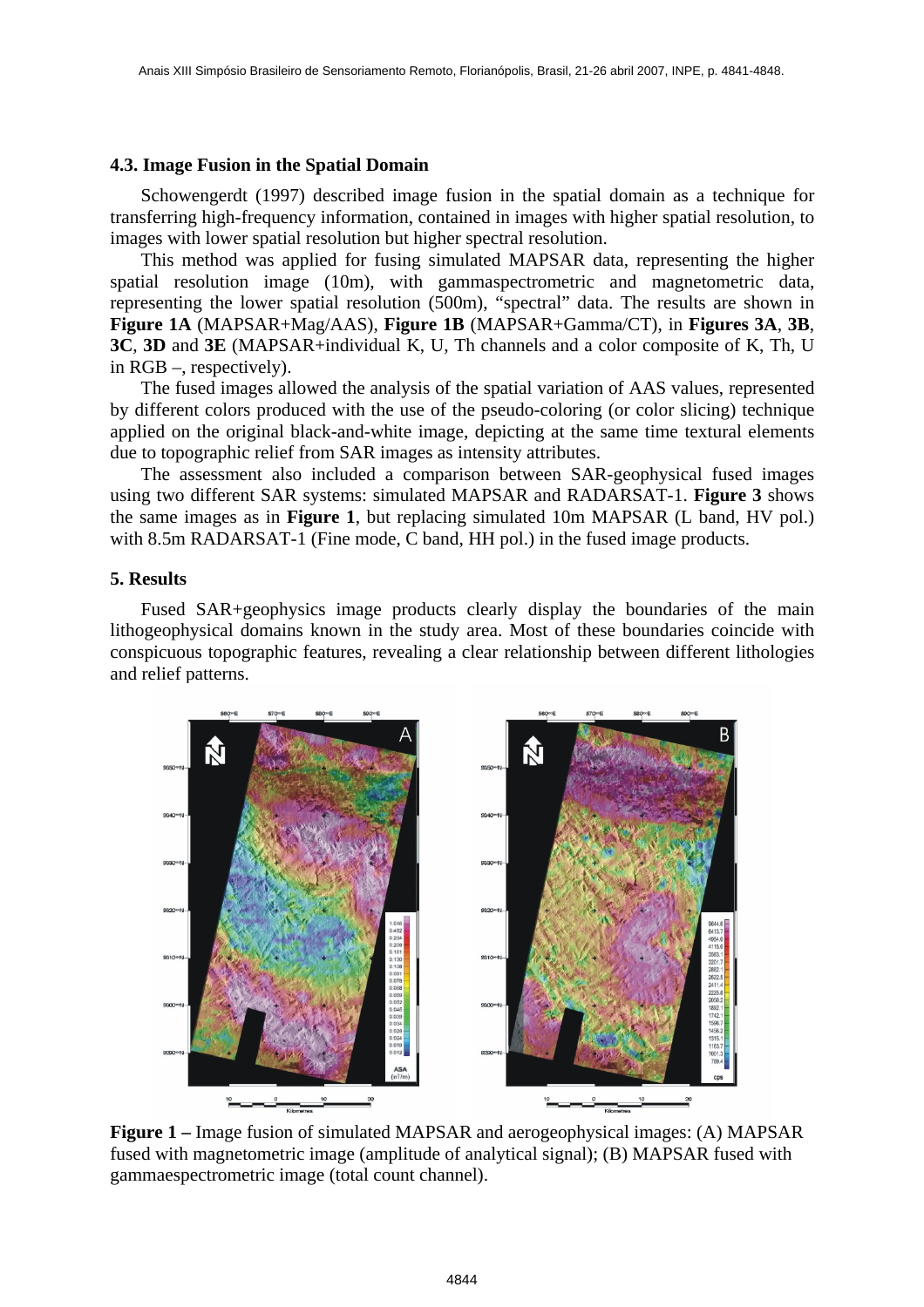### 4.3. Image Fusion in the Spatial Domain

Schowengerdt (1997) described image fusion in the spatial domain as a technique for transferring high-frequency information, contained in images with higher spatial resolution, to images with lower spatial resolution but higher spectral resolution.

This method was applied for fusing simulated MAPSAR data, representing the higher spatial resolution image (10m), with gammaspectrometric and magnetometric data, representing the lower spatial resolution (500m), "spectral" data. The results are shown in **Figure 1A** (MAPSAR+Mag/AAS), **Figure 1B** (MAPSAR+Gamma/CT), in **Figures 3A**, **3B**, **3C**, **3D** and **3E** (MAPSAR+individual K, U, Th channels and a color composite of K, Th, U in RGB –, respectively).

The fused images allowed the analysis of the spatial variation of AAS values, represented by different colors produced with the use of the pseudo-coloring (or color slicing) technique applied on the original black-and-white image, depicting at the same time textural elements due to topographic relief from SAR images as intensity attributes.

The assessment also included a comparison between SAR-geophysical fused images using two different SAR systems: simulated MAPSAR and RADARSAT-1. **Figure 3** shows the same images as in **Figure 1**, but replacing simulated 10m MAPSAR (L band, HV pol.) with 8.5m RADARSAT-1 (Fine mode, C band, HH pol.) in the fused image products.

## 5. Results

Fused SAR+geophysics image products clearly display the boundaries of the main lithogeophysical domains known in the study area. Most of these boundaries coincide with conspicuous topographic features, revealing a clear relationship between different lithologies and relief patterns.

**Figure 1 –** Image fusion of simulated MAPSAR and aerogeophysical images: (A) MAPSAR fused with magnetometric image (amplitude of analytical signal); (B) MAPSAR fused with gammaespectrometric image (total count channel).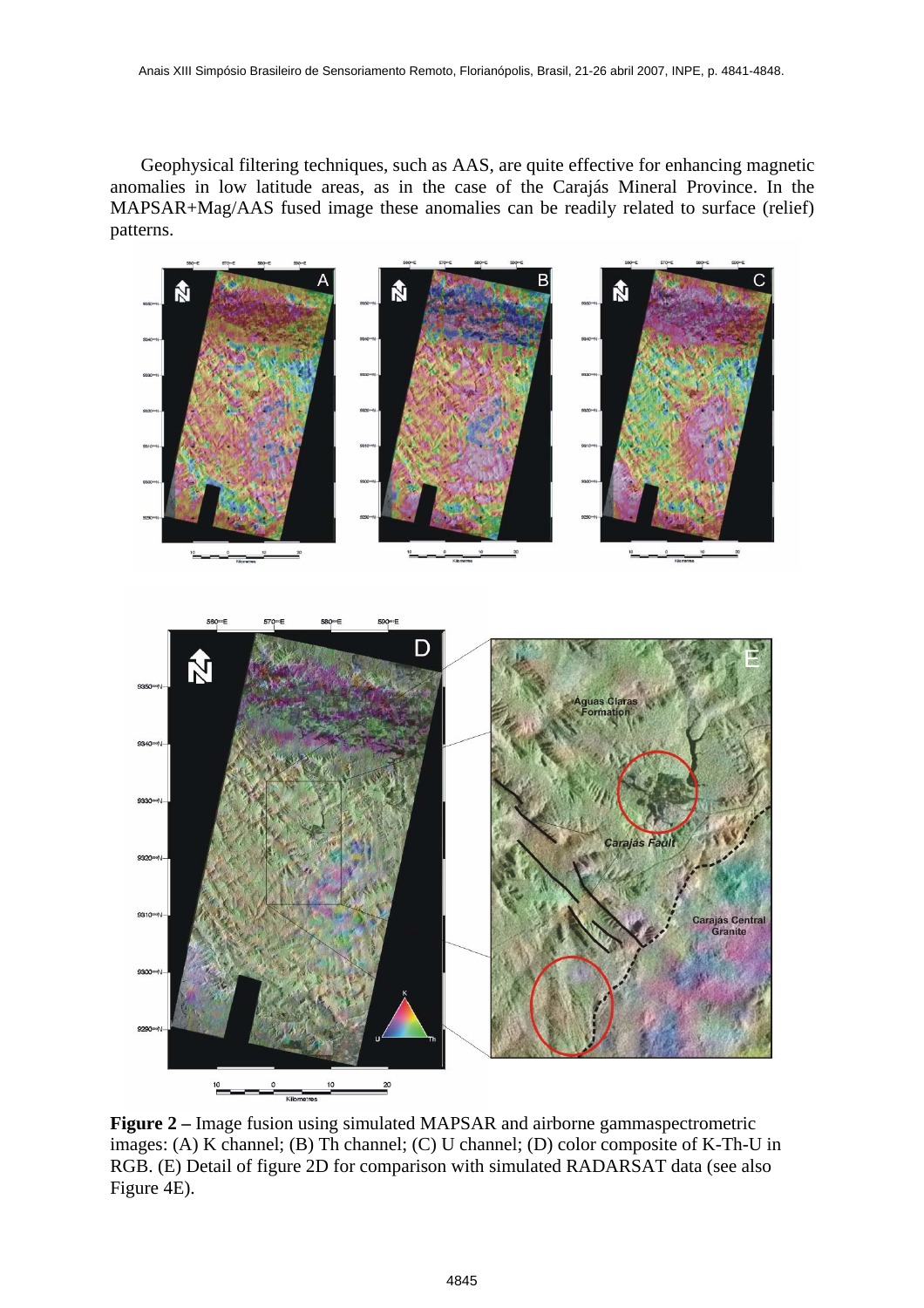Geophysical filtering techniques, such as AAS, are quite effective for enhancing magnetic anomalies in low latitude areas, as in the case of the Carajás Mineral Province. In the MAPSAR+Mag/AAS fused image these anomalies can be readily related to surface (relief) patterns.

**Figure 2 –** Image fusion using simulated MAPSAR and airborne gammaspectrometric images: (A) K channel; (B) Th channel; (C) U channel; (D) color composite of K-Th-U in RGB. (E) Detail of figure 2D for comparison with simulated RADARSAT data (see also Figure 4E).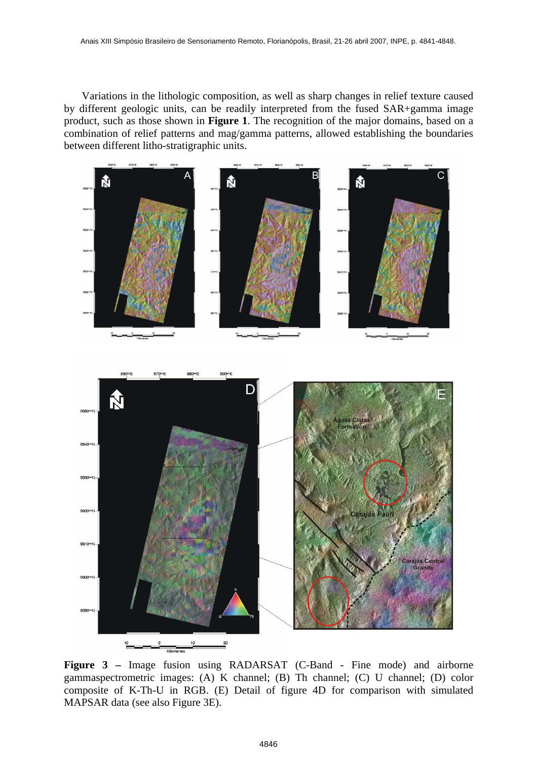Variations in the lithologic composition, as well as sharp changes in relief texture caused by different geologic units, can be readily interpreted from the fused SAR+gamma image product, such as those shown in **Figure 1**. The recognition of the major domains, based on a combination of relief patterns and mag/gamma patterns, allowed establishing the boundaries between different litho-stratigraphic units.

**Figure 3 –** Image fusion using RADARSAT (C-Band - Fine mode) and airborne gammaspectrometric images: (A) K channel; (B) Th channel; (C) U channel; (D) color composite of K-Th-U in RGB. (E) Detail of figure 4D for comparison with simulated MAPSAR data (see also Figure 3E).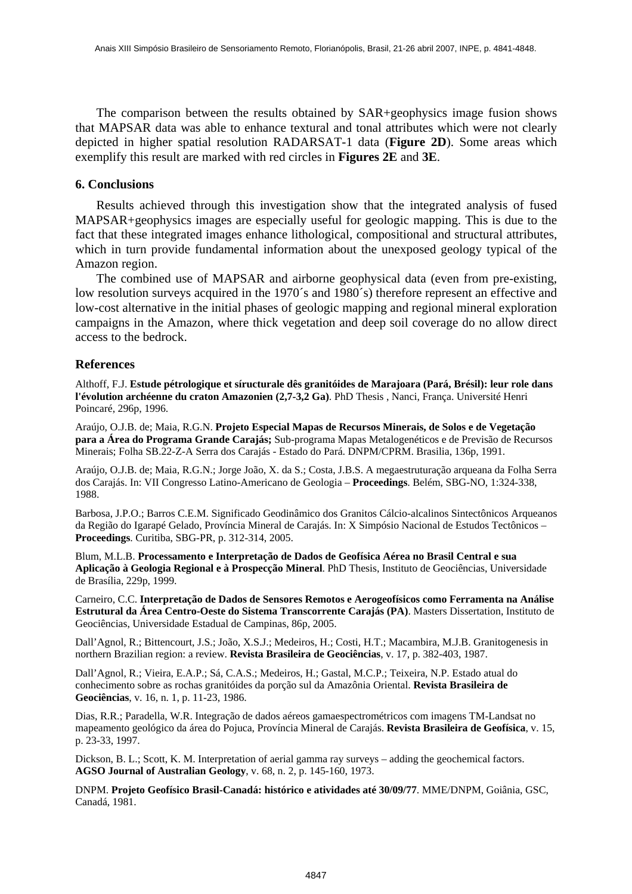The comparison between the results obtained by SAR+geophysics image fusion shows that MAPSAR data was able to enhance textural and tonal attributes which were not clearly depicted in higher spatial resolution RADARSAT-1 data (**Figure 2D**). Some areas which exemplify this result are marked with red circles in **Figures 2E** and **3E**.

## 6. Conclusions

Results achieved through this investigation show that the integrated analysis of fused MAPSAR+geophysics images are especially useful for geologic mapping. This is due to the fact that these integrated images enhance lithological, compositional and structural attributes, which in turn provide fundamental information about the unexposed geology typical of the Amazon region.

The combined use of MAPSAR and airborne geophysical data (even from pre-existing, low resolution surveys acquired in the 1970´s and 1980´s) therefore represent an effective and low-cost alternative in the initial phases of geologic mapping and regional mineral exploration campaigns in the Amazon, where thick vegetation and deep soil coverage do no allow direct access to the bedrock.

## References

Althoff, F.J. **Estude pétrologique et síructurale dês granitóides de Marajoara (Pará, Brésil): leur role dans l'évolution archéenne du craton Amazonien (2,7-3,2 Ga)**. PhD Thesis , Nanci, França. Université Henri Poincaré, 296p, 1996.

Araújo, O.J.B. de; Maia, R.G.N. **Projeto Especial Mapas de Recursos Minerais, de Solos e de Vegetação para a Área do Programa Grande Carajás;** Sub-programa Mapas Metalogenéticos e de Previsão de Recursos Minerais; Folha SB.22-Z-A Serra dos Carajás - Estado do Pará. DNPM/CPRM. Brasilia, 136p, 1991.

Araújo, O.J.B. de; Maia, R.G.N.; Jorge João, X. da S.; Costa, J.B.S. A megaestruturação arqueana da Folha Serra dos Carajás. In: VII Congresso Latino-Americano de Geologia – **Proceedings**. Belém, SBG-NO, 1:324-338, 1988.

Barbosa, J.P.O.; Barros C.E.M. Significado Geodinâmico dos Granitos Cálcio-alcalinos Sintectônicos Arqueanos da Região do Igarapé Gelado, Província Mineral de Carajás. In: X Simpósio Nacional de Estudos Tectônicos – **Proceedings**. Curitiba, SBG-PR, p. 312-314, 2005.

Blum, M.L.B. **Processamento e Interpretação de Dados de Geofísica Aérea no Brasil Central e sua Aplicação à Geologia Regional e à Prospecção Mineral**. PhD Thesis, Instituto de Geociências, Universidade de Brasília, 229p, 1999.

Carneiro, C.C. **Interpretação de Dados de Sensores Remotos e Aerogeofísicos como Ferramenta na Análise Estrutural da Área Centro-Oeste do Sistema Transcorrente Carajás (PA)**. Masters Dissertation, Instituto de Geociências, Universidade Estadual de Campinas, 86p, 2005.

Dall'Agnol, R.; Bittencourt, J.S.; João, X.S.J.; Medeiros, H.; Costi, H.T.; Macambira, M.J.B. Granitogenesis in northern Brazilian region: a review. **Revista Brasileira de Geociências**, v. 17, p. 382-403, 1987.

Dall'Agnol, R.; Vieira, E.A.P.; Sá, C.A.S.; Medeiros, H.; Gastal, M.C.P.; Teixeira, N.P. Estado atual do conhecimento sobre as rochas granitóides da porção sul da Amazônia Oriental. **Revista Brasileira de Geociências**, v. 16, n. 1, p. 11-23, 1986.

Dias, R.R.; Paradella, W.R. Integração de dados aéreos gamaespectrométricos com imagens TM-Landsat no mapeamento geológico da área do Pojuca, Província Mineral de Carajás. **Revista Brasileira de Geofísica**, v. 15, p. 23-33, 1997.

Dickson, B. L.; Scott, K. M. Interpretation of aerial gamma ray surveys – adding the geochemical factors. **AGSO Journal of Australian Geology**, v. 68, n. 2, p. 145-160, 1973.

DNPM. **Projeto Geofísico Brasil-Canadá: histórico e atividades até 30/09/77**. MME/DNPM, Goiânia, GSC, Canadá, 1981.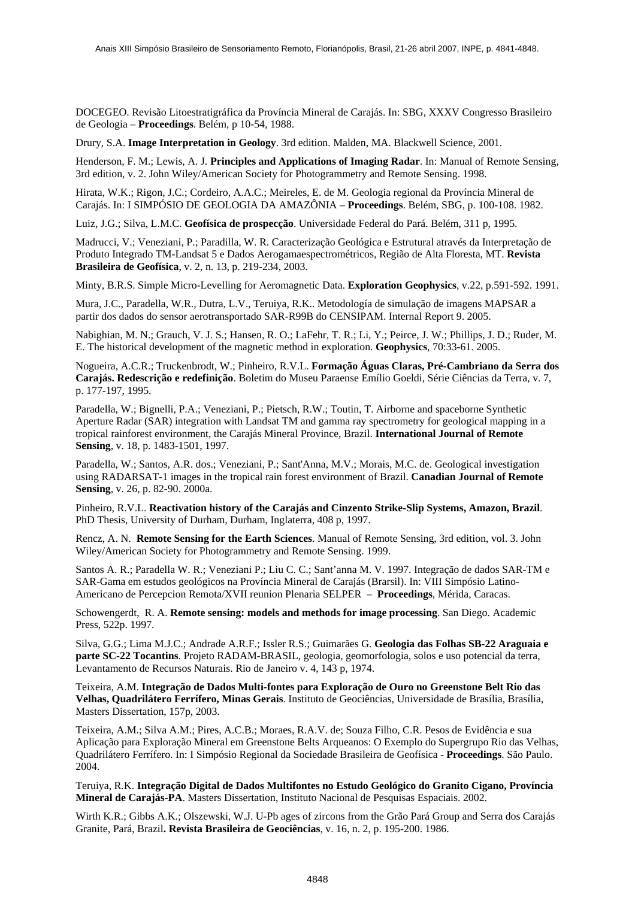DOCEGEO. Revisão Litoestratigráfica da Província Mineral de Carajás. In: SBG, XXXV Congresso Brasileiro de Geologia – **Proceedings**. Belém, p 10-54, 1988.

Drury, S.A. **Image Interpretation in Geology**. 3rd edition. Malden, MA. Blackwell Science, 2001.

Henderson, F. M.; Lewis, A. J. **Principles and Applications of Imaging Radar**. In: Manual of Remote Sensing, 3rd edition, v. 2. John Wiley/American Society for Photogrammetry and Remote Sensing. 1998.

Hirata, W.K.; Rigon, J.C.; Cordeiro, A.A.C.; Meireles, E. de M. Geologia regional da Província Mineral de Carajás. In: I SIMPÓSIO DE GEOLOGIA DA AMAZÔNIA – **Proceedings**. Belém, SBG, p. 100-108. 1982.

Luiz, J.G.; Silva, L.M.C. **Geofísica de prospecção**. Universidade Federal do Pará. Belém, 311 p, 1995.

Madrucci, V.; Veneziani, P.; Paradilla, W. R. Caracterização Geológica e Estrutural através da Interpretação de Produto Integrado TM-Landsat 5 e Dados Aerogamaespectrométricos, Região de Alta Floresta, MT. **Revista Brasileira de Geofísica**, v. 2, n. 13, p. 219-234, 2003.

Minty, B.R.S. Simple Micro-Levelling for Aeromagnetic Data. **Exploration Geophysics**, v.22, p.591-592. 1991.

Mura, J.C., Paradella, W.R., Dutra, L.V., Teruiya, R.K.. Metodología de simulação de imagens MAPSAR a partir dos dados do sensor aerotransportado SAR-R99B do CENSIPAM. Internal Report 9. 2005.

Nabighian, M. N.; Grauch, V. J. S.; Hansen, R. O.; LaFehr, T. R.; Li, Y.; Peirce, J. W.; Phillips, J. D.; Ruder, M. E. The historical development of the magnetic method in exploration. **Geophysics**, 70:33-61. 2005.

Nogueira, A.C.R.; Truckenbrodt, W.; Pinheiro, R.V.L. **Formação Águas Claras, Pré-Cambriano da Serra dos Carajás. Redescrição e redefinição**. Boletim do Museu Paraense Emílio Goeldi, Série Ciências da Terra, v. 7, p. 177-197, 1995.

Paradella, W.; Bignelli, P.A.; Veneziani, P.; Pietsch, R.W.; Toutin, T. Airborne and spaceborne Synthetic Aperture Radar (SAR) integration with Landsat TM and gamma ray spectrometry for geological mapping in a tropical rainforest environment, the Carajás Mineral Province, Brazil. **International Journal of Remote Sensing**, v. 18, p. 1483-1501, 1997.

Paradella, W.; Santos, A.R. dos.; Veneziani, P.; Sant'Anna, M.V.; Morais, M.C. de. Geological investigation using RADARSAT-1 images in the tropical rain forest environment of Brazil. **Canadian Journal of Remote Sensing**, v. 26, p. 82-90. 2000a.

Pinheiro, R.V.L. **Reactivation history of the Carajás and Cinzento Strike-Slip Systems, Amazon, Brazil**. PhD Thesis, University of Durham, Durham, Inglaterra, 408 p, 1997.

Rencz, A. N. **Remote Sensing for the Earth Sciences**. Manual of Remote Sensing, 3rd edition, vol. 3. John Wiley/American Society for Photogrammetry and Remote Sensing. 1999.

Santos A. R.; Paradella W. R.; Veneziani P.; Liu C. C.; Sant'anna M. V. 1997. Integração de dados SAR-TM e SAR-Gama em estudos geológicos na Província Mineral de Carajás (Brarsil). In: VIII Simpósio Latino-Americano de Percepcion Remota/XVII reunion Plenaria SELPER – **Proceedings**, Mérida, Caracas.

Schowengerdt, R. A. **Remote sensing: models and methods for image processing**. San Diego. Academic Press, 522p. 1997.

Silva, G.G.; Lima M.J.C.; Andrade A.R.F.; Issler R.S.; Guimarães G. **Geologia das Folhas SB-22 Araguaia e parte SC-22 Tocantins**. Projeto RADAM-BRASIL, geologia, geomorfologia, solos e uso potencial da terra, Levantamento de Recursos Naturais. Rio de Janeiro v. 4, 143 p, 1974.

Teixeira, A.M. **Integração de Dados Multi-fontes para Exploração de Ouro no Greenstone Belt Rio das Velhas, Quadrilátero Ferrífero, Minas Gerais**. Instituto de Geociências, Universidade de Brasília, Brasília, Masters Dissertation, 157p, 2003.

Teixeira, A.M.; Silva A.M.; Pires, A.C.B.; Moraes, R.A.V. de; Souza Filho, C.R. Pesos de Evidência e sua Aplicação para Exploração Mineral em Greenstone Belts Arqueanos: O Exemplo do Supergrupo Rio das Velhas, Quadrilátero Ferrífero. In: I Simpósio Regional da Sociedade Brasileira de Geofísica - **Proceedings**. São Paulo. 2004.

Teruiya, R.K. **Integração Digital de Dados Multifontes no Estudo Geológico do Granito Cigano, Província Mineral de Carajás-PA**. Masters Dissertation, Instituto Nacional de Pesquisas Espaciais. 2002.

Wirth K.R.; Gibbs A.K.; Olszewski, W.J. U-Pb ages of zircons from the Grão Pará Group and Serra dos Carajás Granite, Pará, Brazil**. Revista Brasileira de Geociências**, v. 16, n. 2, p. 195-200. 1986.